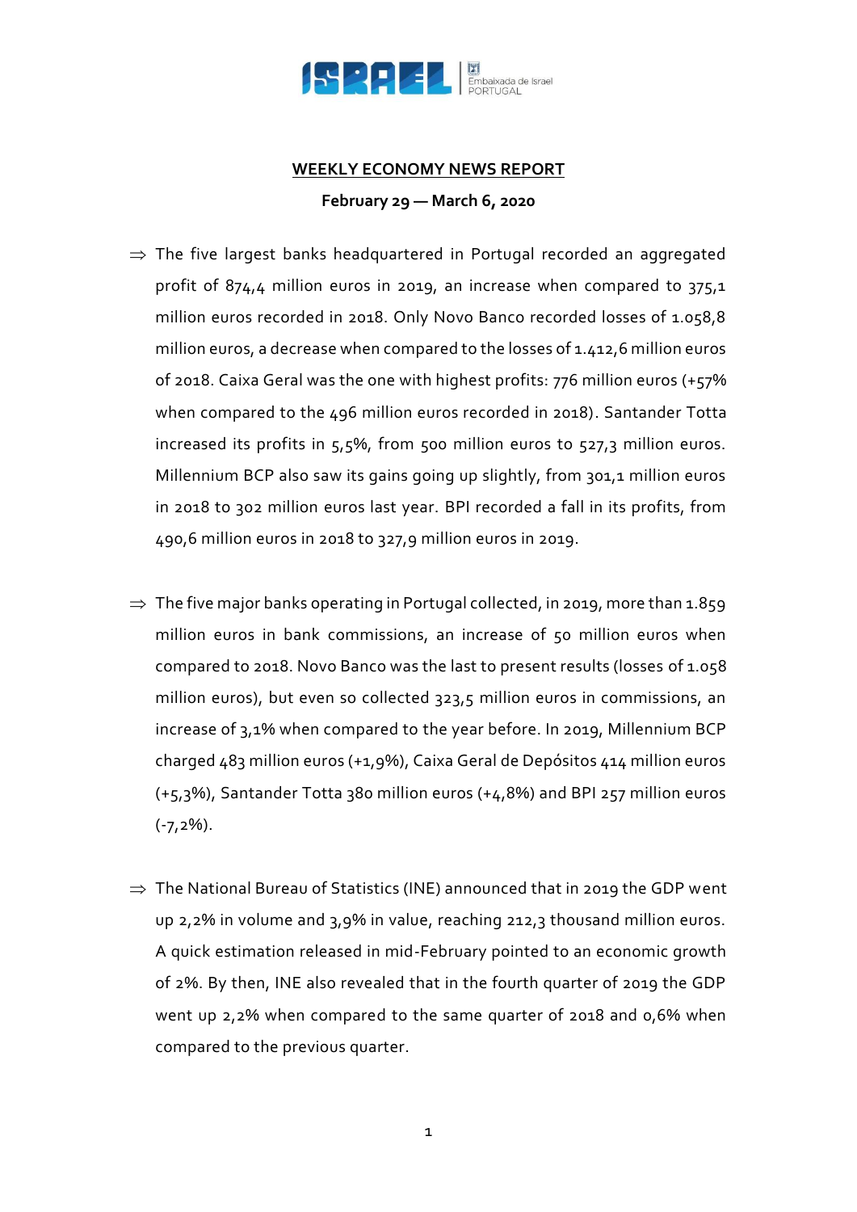**WEEKLY ECONOMY NEWS REPORT**

**February 29 — March 6, 2020**

⇒ The five largest banks headquartered in Portugal recorded an aggregated profit of 874,4 million euros in 2019, an increase when compared to 375,1 million euros recorded in 2018. Only Novo Banco recorded losses of 1.058,8 million euros, a decrease when compared to the losses of 1.412,6 million euros of 2018. Caixa Geral was the one with highest profits: 776 million euros (+57% when compared to the 496 million euros recorded in 2018). Santander Totta increased its profits in 5,5%, from 500 million euros to 527,3 million euros. Millennium BCP also saw its gains going up slightly, from 301,1 million euros in 2018 to 302 million euros last year. BPI recorded a fall in its profits, from 490,6 million euros in 2018 to 327,9 million euros in 2019.

⇒ The five major banks operating in Portugal collected, in 2019, more than 1.859 million euros in bank commissions, an increase of 50 million euros when compared to 2018. Novo Banco was the last to present results (losses of 1.058 million euros), but even so collected 323,5 million euros in commissions, an increase of 3,1% when compared to the year before. In 2019, Millennium BCP charged 483 million euros (+1,9%), Caixa Geral de Depósitos 414 million euros (+5,3%), Santander Totta 380 million euros (+4,8%) and BPI 257 million euros (-7,2%).

⇒ The National Bureau of Statistics (INE) announced that in 2019 the GDP went up 2,2% in volume and 3,9% in value, reaching 212,3 thousand million euros. A quick estimation released in mid-February pointed to an economic growth of 2%. By then, INE also revealed that in the fourth quarter of 2019 the GDP went up 2,2% when compared to the same quarter of 2018 and 0,6% when compared to the previous quarter.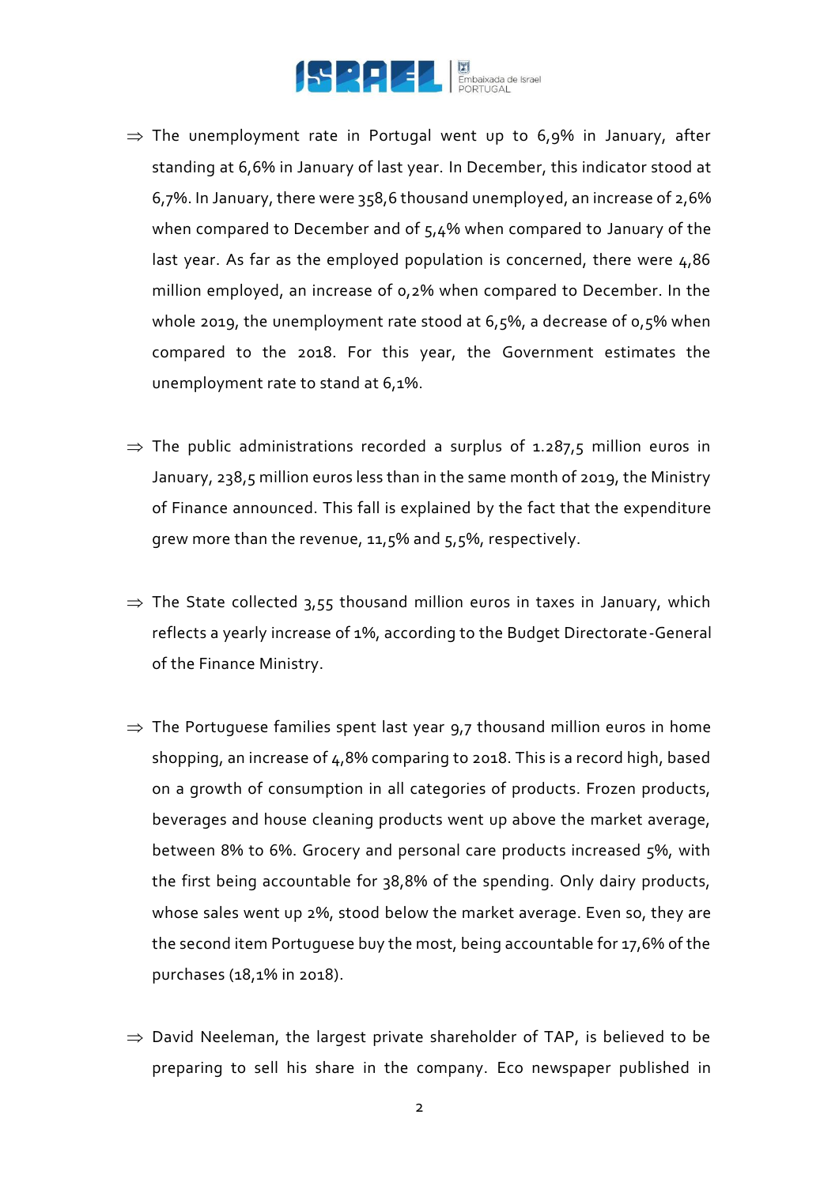- ⇒ The unemployment rate in Portugal went up to 6,9% in January, after standing at 6,6% in January of last year. In December, this indicator stood at 6,7%. In January, there were 358,6 thousand unemployed, an increase of 2,6% when compared to December and of 5,4% when compared to January of the last year. As far as the employed population is concerned, there were 4,86 million employed, an increase of 0,2% when compared to December. In the whole 2019, the unemployment rate stood at 6,5%, a decrease of 0,5% when compared to the 2018. For this year, the Government estimates the unemployment rate to stand at 6,1%.

- ⇒ The public administrations recorded a surplus of 1.287,5 million euros in January, 238,5 million euros less than in the same month of 2019, the Ministry of Finance announced. This fall is explained by the fact that the expenditure grew more than the revenue, 11,5% and 5,5%, respectively.

- ⇒ The State collected 3,55 thousand million euros in taxes in January, which reflects a yearly increase of 1%, according to the Budget Directorate-General of the Finance Ministry.

- ⇒ The Portuguese families spent last year 9,7 thousand million euros in home shopping, an increase of 4,8% comparing to 2018. This is a record high, based on a growth of consumption in all categories of products. Frozen products, beverages and house cleaning products went up above the market average, between 8% to 6%. Grocery and personal care products increased 5%, with the first being accountable for 38,8% of the spending. Only dairy products, whose sales went up 2%, stood below the market average. Even so, they are the second item Portuguese buy the most, being accountable for 17,6% of the purchases (18,1% in 2018).

- ⇒ David Neeleman, the largest private shareholder of TAP, is believed to be preparing to sell his share in the company. Eco newspaper published in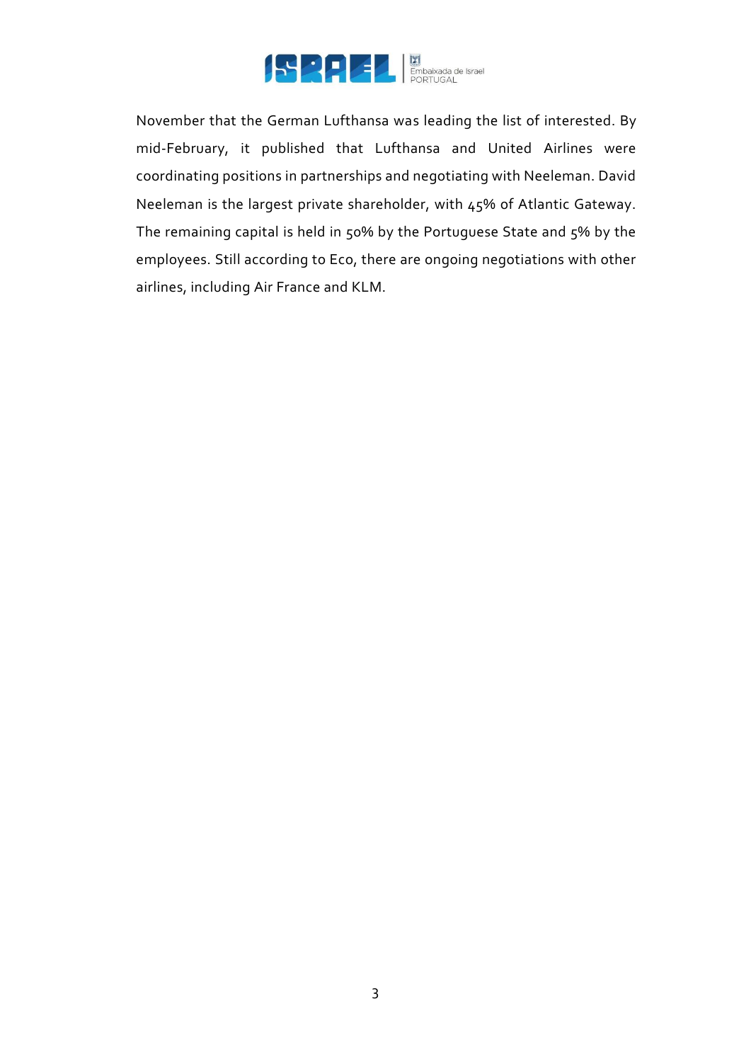November that the German Lufthansa was leading the list of interested. By mid-February, it published that Lufthansa and United Airlines were coordinating positions in partnerships and negotiating with Neeleman. David Neeleman is the largest private shareholder, with 45% of Atlantic Gateway. The remaining capital is held in 50% by the Portuguese State and 5% by the employees. Still according to Eco, there are ongoing negotiations with other airlines, including Air France and KLM.